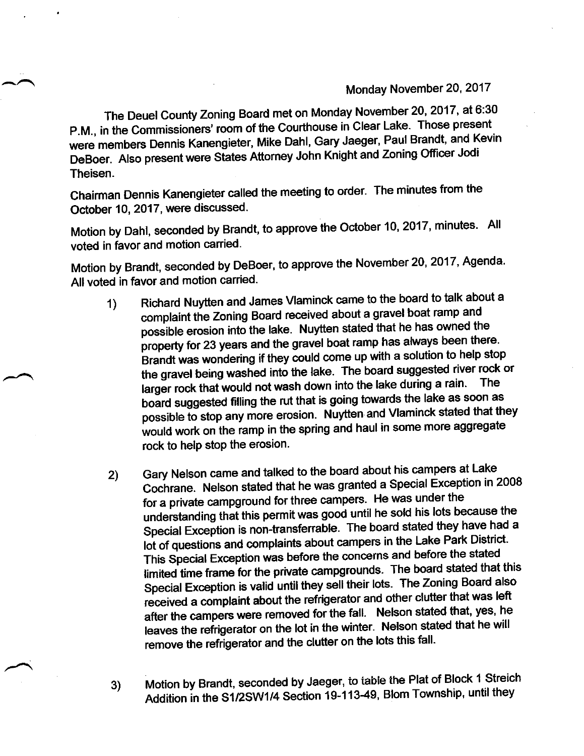Monday November 20, 2017

The Deuel County Zoning Board met on Monday November 20, 2017, at 6:30 P.M., in the Commissioners' room of the Courthouse in Clear Lake. Those present were members Dennis Kanengieter, Mike Dahl, Gary Jaeger, Paul Brandt, and Kevin DeBoer. Also present were States Attorney John Knight and Zoning Officer Jodi Theisen.

Chairman Dennis Kanengieter called the meeting to order. The minutes from the October 10, 2017, were discussed.

Motion by Dahl, seconded by Brandt, to approve the October 10, 2017, minutes. All voted in favor and motion carried.

Motion by Brandt, seconded by DeBoer, to approve the November 20, 2017, Agenda. All voted in favor and motion carried.

1) Richard Nuytten and James Vlaminck came to the board to talk about a complaint the Zoning Board received about a gravel boat ramp and possible erosion into the lake. Nuytten stated that he has owned the property for 23 years and the gravel boat ramp has always been there. Brandt was wondering if they could come up with a solution to help stop the gravel being washed into the lake. The board suggested river rock or larger rock that would not wash down into the lake during a rain. The board suggested filling the rut that is going towards the lake as soon as possible to stop any more erosion. Nuytten and Vlaminck stated that they would work on the ramp in the spring and haul in some more aggregate rock to help stop the erosion.

2) Gary Nelson came and talked to the board about his campers at Lake Cochrane. Nelson stated that he was granted a Special Exception in 2008 for a private campground for three campers. He was under the understanding that this permit was good until he sold his lots because the Special Exception is non-transferrable. The board stated they have had a lot of questions and complaints about campers in the Lake Park District. This Special Exception was before the concerns and before the stated limited time frame for the private campgrounds. The board stated that this Special Exception is valid until they sell their lots. The Zoning Board also received a complaint about the refrigerator and other clutter that was left after the campers were removed for the fall. Nelson stated that, yes, he leaves the refrigerator on the lot in the winter. Nelson stated that he will remove the refrigerator and the clutter on the lots this fall.

3) Motion by Brandt, seconded by Jaeger, to table the Plat of Block 1 Streich Addition in the S1/2SW1/4 Section 19-113-49, Blom Township, until they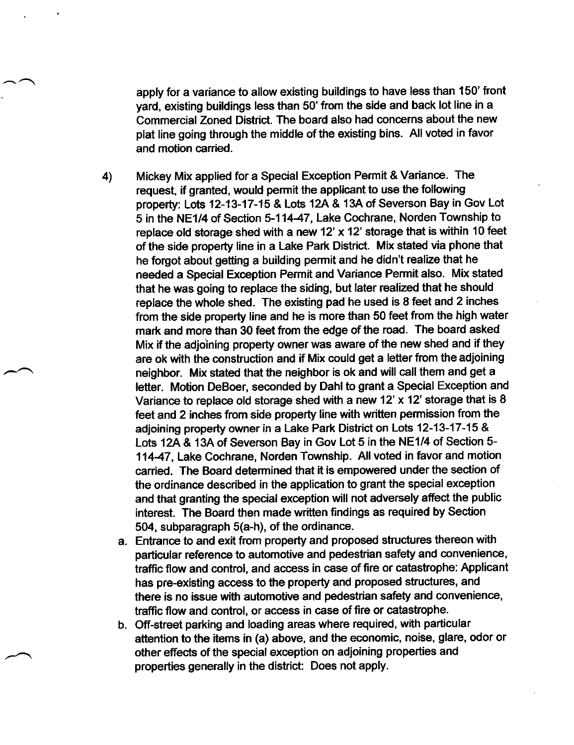apply for a variance to allow existing buildings to have less than 150' front yard, existing buildings less than 50' from the side and back lot line in a Commercial Zoned District. The board also had concerns about the new plat line going through the middle of the existing bins. All voted in favor and motion carried.

4) Mickey Mix applied for a Special Exception Permit & Variance. The request, if granted, would permit the applicant to use the following property: Lots 12-13-17-15 & Lots 12A & 13A of Severson Bay in Gov Lot 5 in the NE1/4 of Section 5-114-47, Lake Cochrane, Norden Township to replace old storage shed with a new 12' x 12' storage that is within 10 feet of the side property line in a Lake Park District. Mix stated via phone that he forgot about getting a building permit and he didn't realize that he needed a Special Exception Permit and Variance Permit also. Mix stated that he was going to replace the siding, but later realized that he should replace the whole shed. The existing pad he used is 8 feet and 2 inches from the side property line and he is more than 50 feet from the high water mark and more than 30 feet from the edge of the road. The board asked Mix if the adjoining property owner was aware of the new shed and if they are ok with the construction and if Mix could get a letter from the adjoining neighbor. Mix stated that the neighbor is ok and will call them and get a letter. Motion DeBoer, seconded by Dahl to grant a Special Exception and Variance to replace old storage shed with a new 12' x 12' storage that is 8 feet and 2 inches from side property line with written permission from the adjoining property owner in a Lake Park District on Lots 12-13-17-15 & Lots 12A & 13A of Severson Bay in Gov Lot 5 in the NE1/4 of Section 5-114-47, Lake Cochrane, Norden Township. All voted in favor and motion carried. The Board determined that it is empowered under the section of the ordinance described in the application to grant the special exception and that granting the special exception will not adversely affect the public interest. The Board then made written findings as required by Section 504, subparagraph 5(a-h), of the ordinance.

a. Entrance to and exit from property and proposed structures thereon with particular reference to automotive and pedestrian safety and convenience, traffic flow and control, and access in case of fire or catastrophe: Applicant has pre-existing access to the property and proposed structures, and there is no issue with automotive and pedestrian safety and convenience, traffic flow and control, or access in case of fire or catastrophe.

b. Off-street parking and loading areas where required, with particular attention to the items in (a) above, and the economic, noise, glare, odor or other effects of the special exception on adjoining properties and properties generally in the district: Does not apply.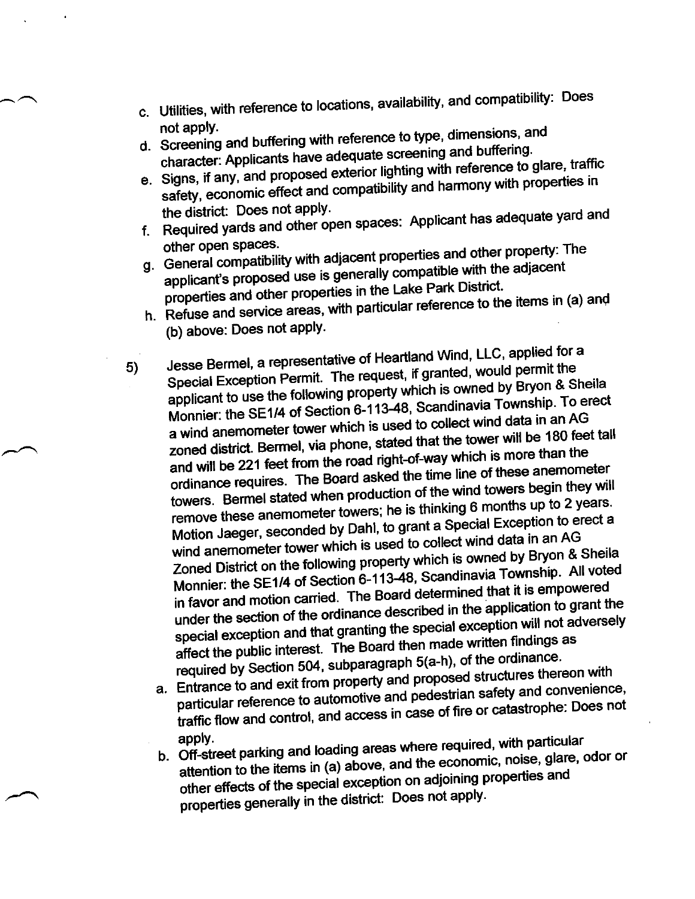c. Utilities, with reference to locations, availability, and compatibility: Does not apply.
d. Screening and buffering with reference to type, dimensions, and character: Applicants have adequate screening and buffering.
e. Signs, if any, and proposed exterior lighting with reference to glare, traffic safety, economic effect and compatibility and harmony with properties in the district: Does not apply.
f. Required yards and other open spaces: Applicant has adequate yard and other open spaces.
g. General compatibility with adjacent properties and other property: The applicant's proposed use is generally compatible with the adjacent properties and other properties in the Lake Park District.
h. Refuse and service areas, with particular reference to the items in (a) and (b) above: Does not apply.

5) Jesse Bermel, a representative of Heartland Wind, LLC, applied for a Special Exception Permit. The request, if granted, would permit the applicant to use the following property which is owned by Bryon & Sheila Monnier: the SE1/4 of Section 6-113-48, Scandinavia Township. To erect a wind anemometer tower which is used to collect wind data in an AG zoned district. Bermel, via phone, stated that the tower will be 180 feet tall and will be 221 feet from the road right-of-way which is more than the ordinance requires. The Board asked the time line of these anemometer towers. Bermel stated when production of the wind towers begin they will remove these anemometer towers; he is thinking 6 months up to 2 years. Motion Jaeger, seconded by Dahl, to grant a Special Exception to erect a wind anemometer tower which is used to collect wind data in an AG Zoned District on the following property which is owned by Bryon & Sheila Monnier: the SE1/4 of Section 6-113-48, Scandinavia Township. All voted in favor and motion carried. The Board determined that it is empowered under the section of the ordinance described in the application to grant the special exception and that granting the special exception will not adversely affect the public interest. The Board then made written findings as required by Section 504, subparagraph 5(a-h), of the ordinance.

a. Entrance to and exit from property and proposed structures thereon with particular reference to automotive and pedestrian safety and convenience, traffic flow and control, and access in case of fire or catastrophe: Does not apply.
b. Off-street parking and loading areas where required, with particular attention to the items in (a) above, and the economic, noise, glare, odor or other effects of the special exception on adjoining properties and properties generally in the district: Does not apply.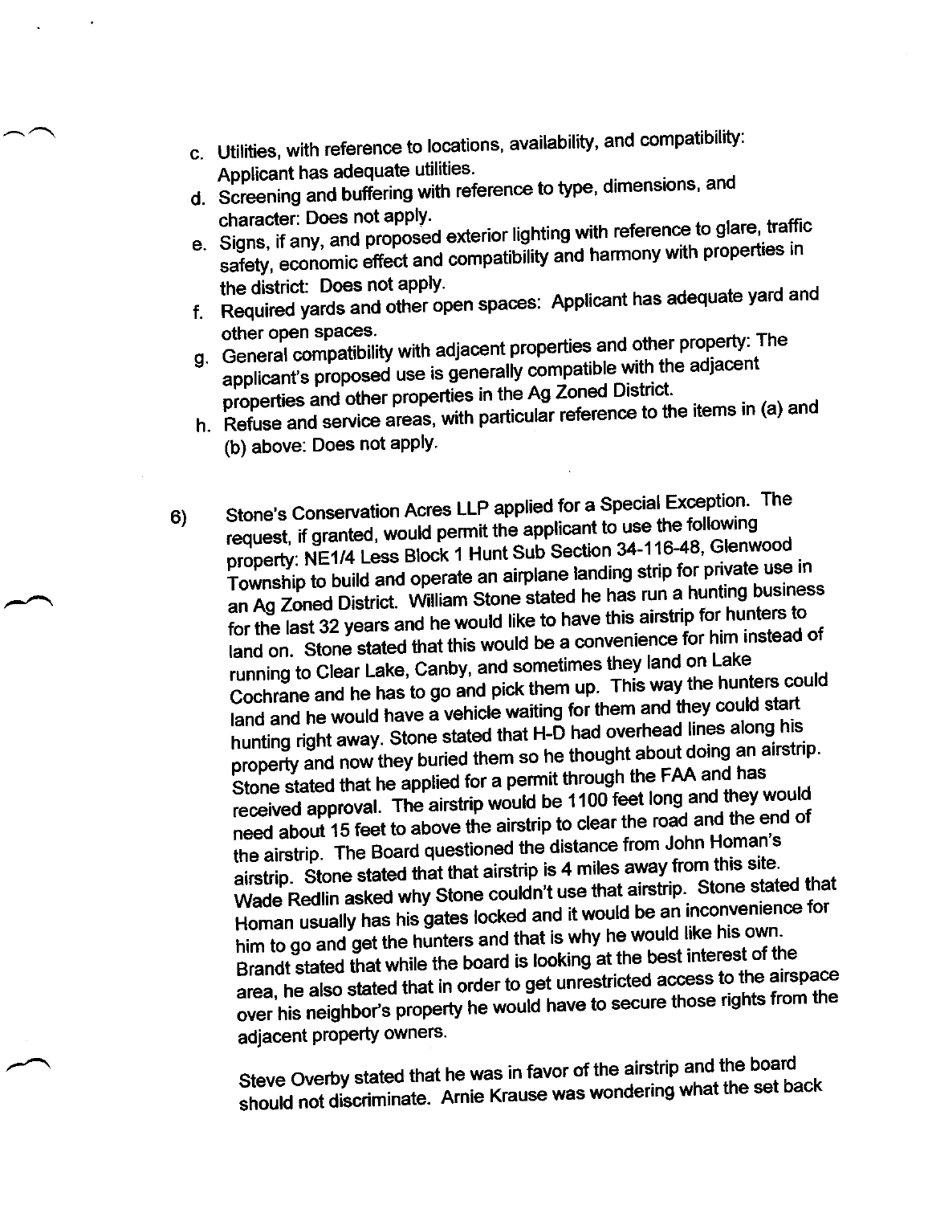c. Utilities, with reference to locations, availability, and compatibility: Applicant has adequate utilities.
d. Screening and buffering with reference to type, dimensions, and character: Does not apply.
e. Signs, if any, and proposed exterior lighting with reference to glare, traffic safety, economic effect and compatibility and harmony with properties in the district: Does not apply.
f. Required yards and other open spaces: Applicant has adequate yard and other open spaces.
g. General compatibility with adjacent properties and other property: The applicant's proposed use is generally compatible with the adjacent properties and other properties in the Ag Zoned District.
h. Refuse and service areas, with particular reference to the items in (a) and (b) above: Does not apply.

6) Stone's Conservation Acres LLP applied for a Special Exception. The request, if granted, would permit the applicant to use the following property: NE1/4 Less Block 1 Hunt Sub Section 34-116-48, Glenwood Township to build and operate an airplane landing strip for private use in an Ag Zoned District. William Stone stated he has run a hunting business for the last 32 years and he would like to have this airstrip for hunters to land on. Stone stated that this would be a convenience for him instead of running to Clear Lake, Canby, and sometimes they land on Lake Cochrane and he has to go and pick them up. This way the hunters could land and he would have a vehicle waiting for them and they could start hunting right away. Stone stated that H-D had overhead lines along his property and now they buried them so he thought about doing an airstrip. Stone stated that he applied for a permit through the FAA and has received approval. The airstrip would be 1100 feet long and they would need about 15 feet to above the airstrip to clear the road and the end of the airstrip. The Board questioned the distance from John Homan's airstrip. Stone stated that that airstrip is 4 miles away from this site. Wade Redlin asked why Stone couldn't use that airstrip. Stone stated that Homan usually has his gates locked and it would be an inconvenience for him to go and get the hunters and that is why he would like his own. Brandt stated that while the board is looking at the best interest of the area, he also stated that in order to get unrestricted access to the airspace over his neighbor's property he would have to secure those rights from the adjacent property owners.

Steve Overby stated that he was in favor of the airstrip and the board should not discriminate. Arnie Krause was wondering what the set back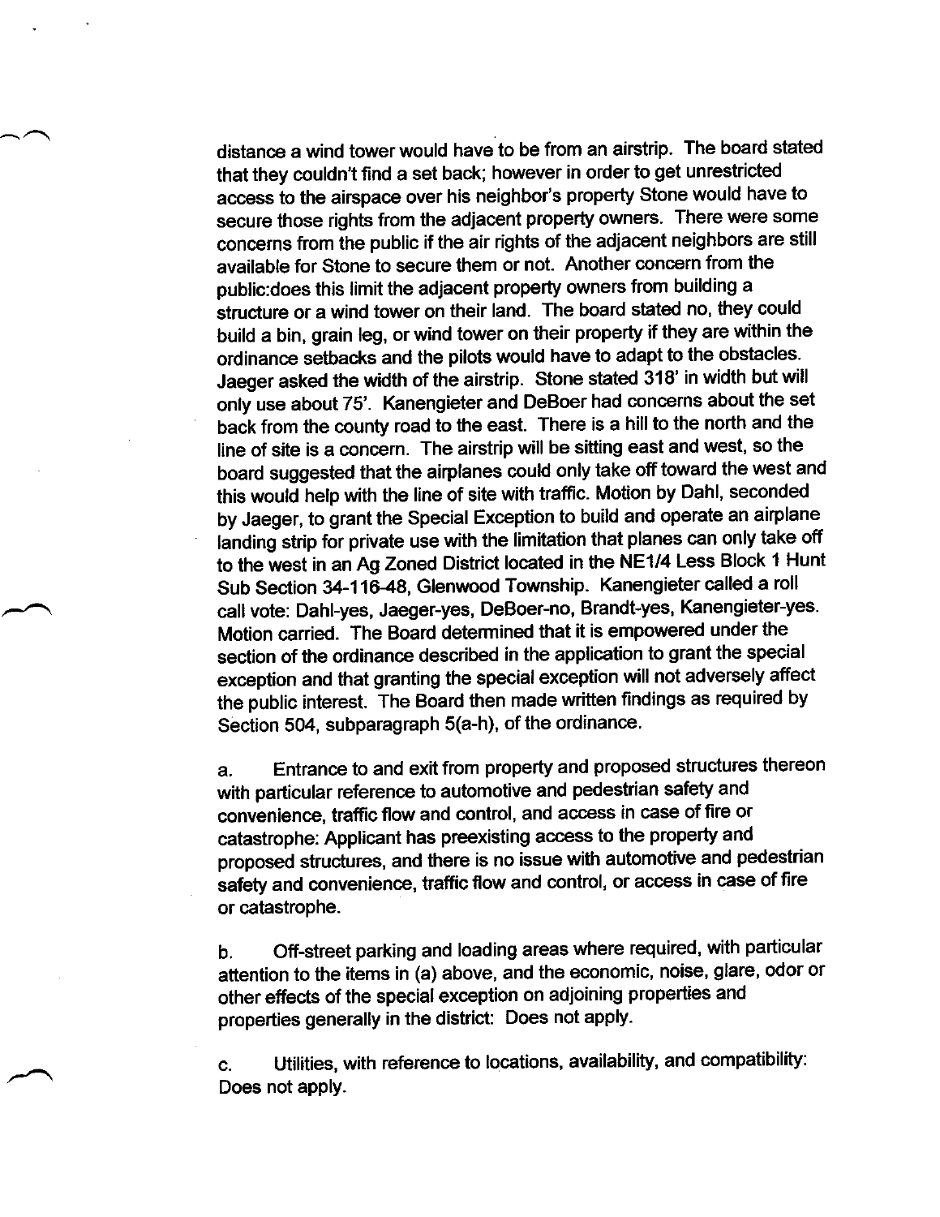distance a wind tower would have to be from an airstrip. The board stated that they couldn't find a set back; however in order to get unrestricted access to the airspace over his neighbor's property Stone would have to secure those rights from the adjacent property owners. There were some concerns from the public if the air rights of the adjacent neighbors are still available for Stone to secure them or not. Another concern from the public:does this limit the adjacent property owners from building a structure or a wind tower on their land. The board stated no, they could build a bin, grain leg, or wind tower on their property if they are within the ordinance setbacks and the pilots would have to adapt to the obstacles. Jaeger asked the width of the airstrip. Stone stated 318' in width but will only use about 75'. Kanengieter and DeBoer had concerns about the set back from the county road to the east. There is a hill to the north and the line of site is a concern. The airstrip will be sitting east and west, so the board suggested that the airplanes could only take off toward the west and this would help with the line of site with traffic. Motion by Dahl, seconded by Jaeger, to grant the Special Exception to build and operate an airplane landing strip for private use with the limitation that planes can only take off to the west in an Ag Zoned District located in the NE1/4 Less Block 1 Hunt Sub Section 34-116-48, Glenwood Township. Kanengieter called a roll call vote: Dahl-yes, Jaeger-yes, DeBoer-no, Brandt-yes, Kanengieter-yes. Motion carried. The Board determined that it is empowered under the section of the ordinance described in the application to grant the special exception and that granting the special exception will not adversely affect the public interest. The Board then made written findings as required by Section 504, subparagraph 5(a-h), of the ordinance.

a. Entrance to and exit from property and proposed structures thereon with particular reference to automotive and pedestrian safety and convenience, traffic flow and control, and access in case of fire or catastrophe: Applicant has preexisting access to the property and proposed structures, and there is no issue with automotive and pedestrian safety and convenience, traffic flow and control, or access in case of fire or catastrophe.

b. Off-street parking and loading areas where required, with particular attention to the items in (a) above, and the economic, noise, glare, odor or other effects of the special exception on adjoining properties and properties generally in the district: Does not apply.

c. Utilities, with reference to locations, availability, and compatibility: Does not apply.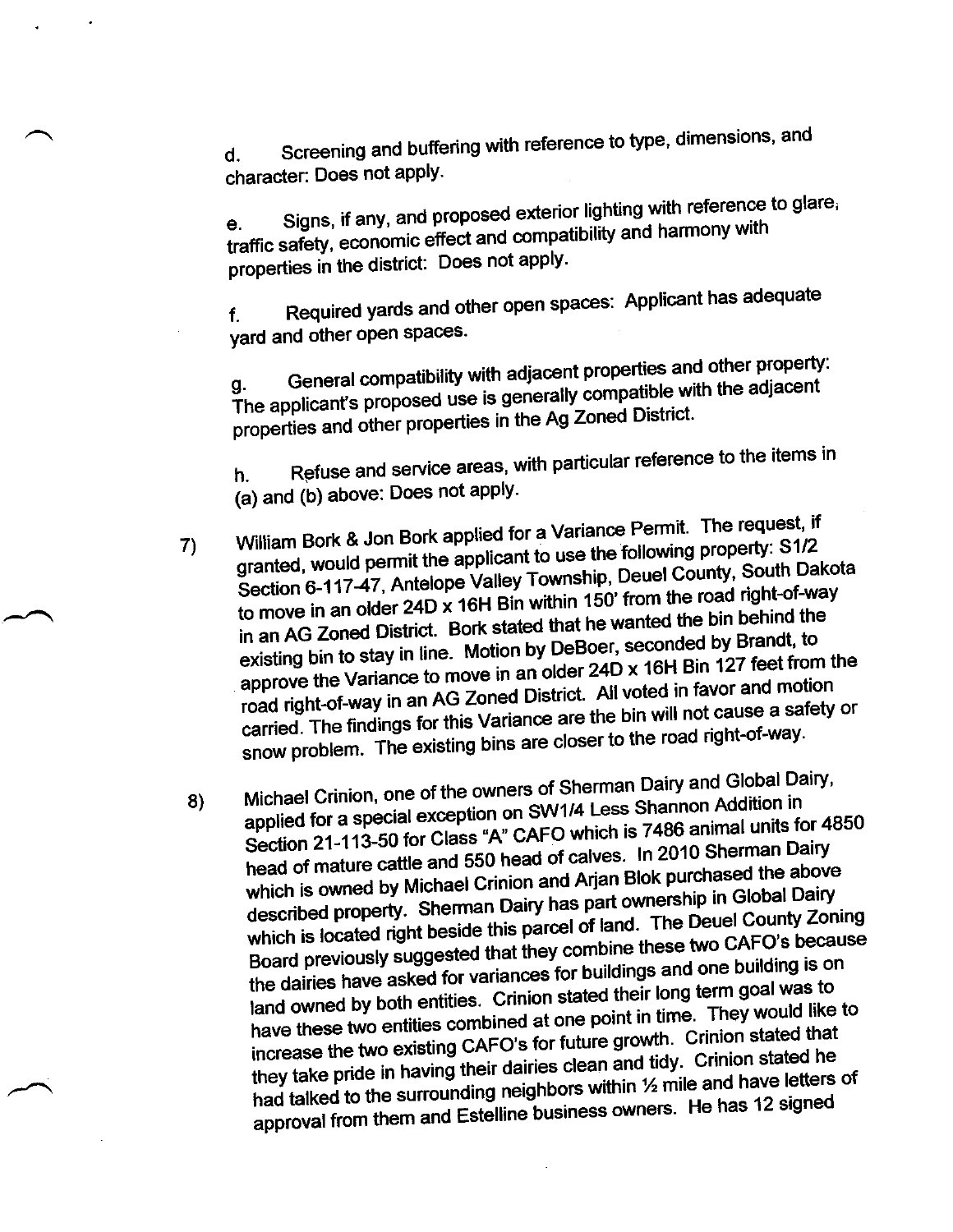d. Screening and buffering with reference to type, dimensions, and character: Does not apply.

e. Signs, if any, and proposed exterior lighting with reference to glare, traffic safety, economic effect and compatibility and harmony with properties in the district: Does not apply.

f. Required yards and other open spaces: Applicant has adequate yard and other open spaces.

g. General compatibility with adjacent properties and other property: The applicant's proposed use is generally compatible with the adjacent properties and other properties in the Ag Zoned District.

h. Refuse and service areas, with particular reference to the items in (a) and (b) above: Does not apply.

7) William Bork & Jon Bork applied for a Variance Permit. The request, if granted, would permit the applicant to use the following property: S1/2 Section 6-117-47, Antelope Valley Township, Deuel County, South Dakota to move in an older 24D x 16H Bin within 150' from the road right-of-way in an AG Zoned District. Bork stated that he wanted the bin behind the existing bin to stay in line. Motion by DeBoer, seconded by Brandt, to approve the Variance to move in an older 24D x 16H Bin 127 feet from the road right-of-way in an AG Zoned District. All voted in favor and motion carried. The findings for this Variance are the bin will not cause a safety or snow problem. The existing bins are closer to the road right-of-way.

8) Michael Crinion, one of the owners of Sherman Dairy and Global Dairy, applied for a special exception on SW1/4 Less Shannon Addition in Section 21-113-50 for Class "A" CAFO which is 7486 animal units for 4850 head of mature cattle and 550 head of calves. In 2010 Sherman Dairy which is owned by Michael Crinion and Arjan Blok purchased the above described property. Sherman Dairy has part ownership in Global Dairy which is located right beside this parcel of land. The Deuel County Zoning Board previously suggested that they combine these two CAFO's because the dairies have asked for variances for buildings and one building is on land owned by both entities. Crinion stated their long term goal was to have these two entities combined at one point in time. They would like to increase the two existing CAFO's for future growth. Crinion stated that they take pride in having their dairies clean and tidy. Crinion stated he had talked to the surrounding neighbors within ½ mile and have letters of approval from them and Estelline business owners. He has 12 signed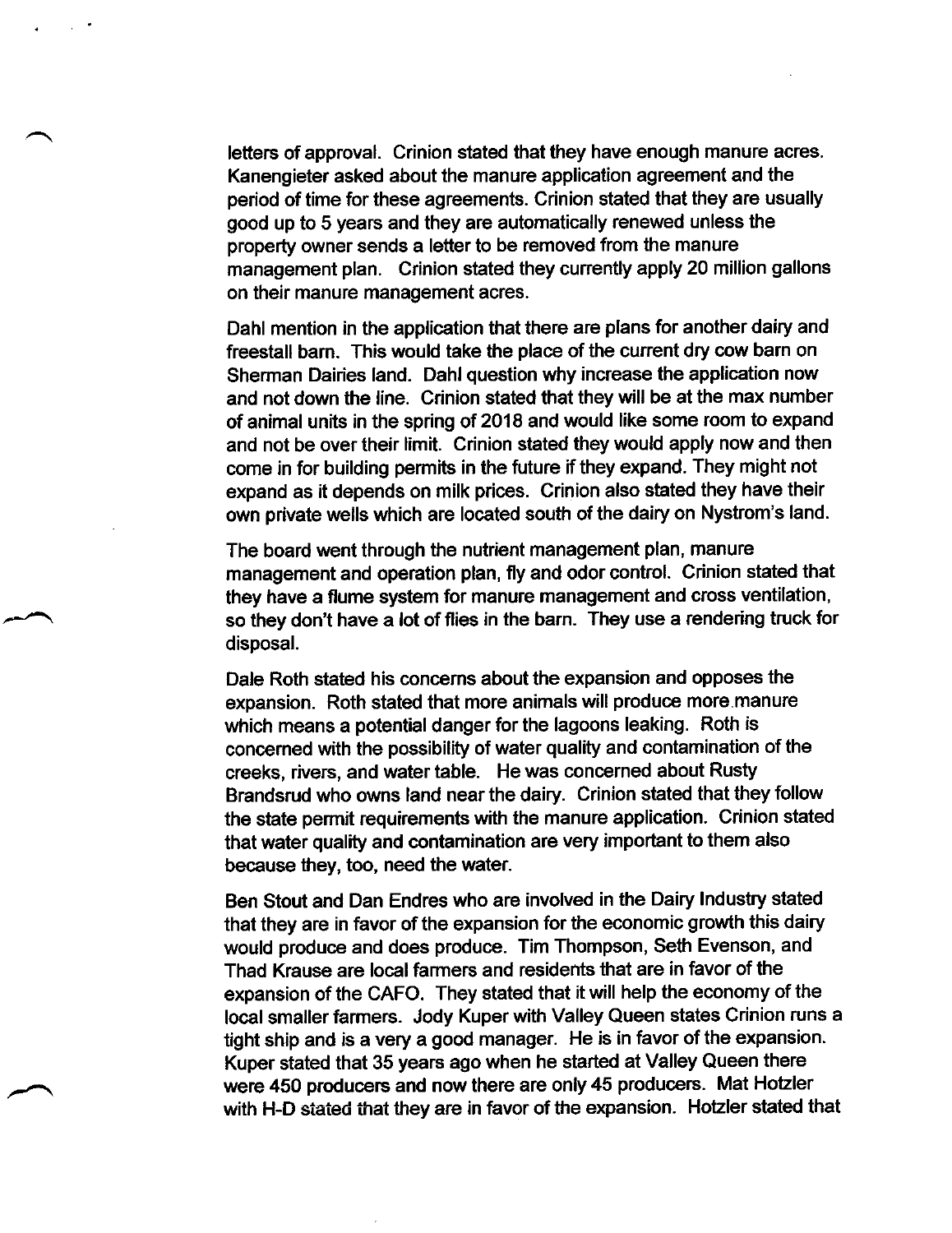letters of approval. Crinion stated that they have enough manure acres. Kanengieter asked about the manure application agreement and the period of time for these agreements. Crinion stated that they are usually good up to 5 years and they are automatically renewed unless the property owner sends a letter to be removed from the manure management plan. Crinion stated they currently apply 20 million gallons on their manure management acres.

Dahl mention in the application that there are plans for another dairy and freestall barn. This would take the place of the current dry cow barn on Sherman Dairies land. Dahl question why increase the application now and not down the line. Crinion stated that they will be at the max number of animal units in the spring of 2018 and would like some room to expand and not be over their limit. Crinion stated they would apply now and then come in for building permits in the future if they expand. They might not expand as it depends on milk prices. Crinion also stated they have their own private wells which are located south of the dairy on Nystrom's land.

The board went through the nutrient management plan, manure management and operation plan, fly and odor control. Crinion stated that they have a flume system for manure management and cross ventilation, so they don't have a lot of flies in the barn. They use a rendering truck for disposal.

Dale Roth stated his concerns about the expansion and opposes the expansion. Roth stated that more animals will produce more manure which means a potential danger for the lagoons leaking. Roth is concerned with the possibility of water quality and contamination of the creeks, rivers, and water table. He was concerned about Rusty Brandsrud who owns land near the dairy. Crinion stated that they follow the state permit requirements with the manure application. Crinion stated that water quality and contamination are very important to them also because they, too, need the water.

Ben Stout and Dan Endres who are involved in the Dairy Industry stated that they are in favor of the expansion for the economic growth this dairy would produce and does produce. Tim Thompson, Seth Evenson, and Thad Krause are local farmers and residents that are in favor of the expansion of the CAFO. They stated that it will help the economy of the local smaller farmers. Jody Kuper with Valley Queen states Crinion runs a tight ship and is a very a good manager. He is in favor of the expansion. Kuper stated that 35 years ago when he started at Valley Queen there were 450 producers and now there are only 45 producers. Mat Hotzler with H-D stated that they are in favor of the expansion. Hotzler stated that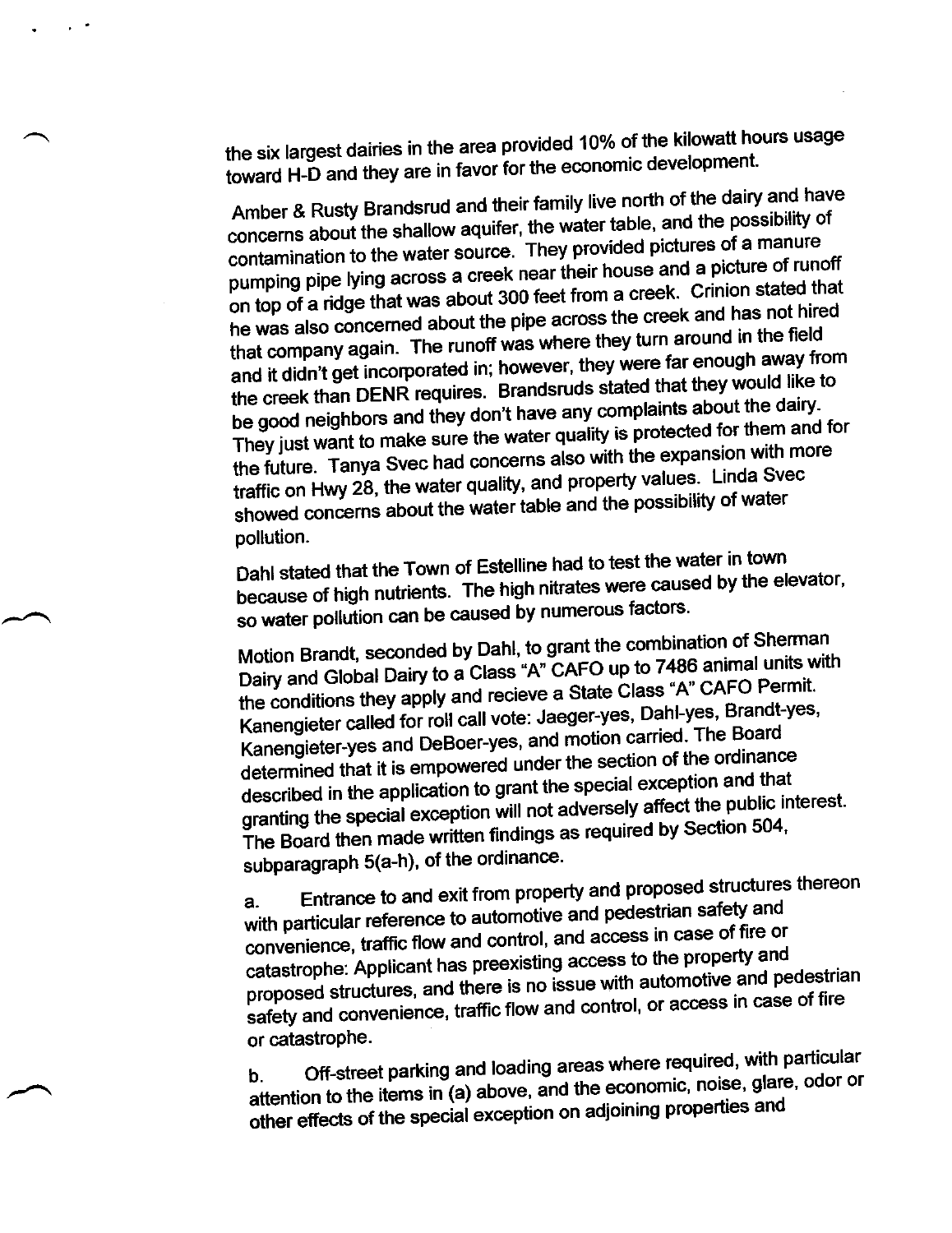the six largest dairies in the area provided 10% of the kilowatt hours usage toward H-D and they are in favor for the economic development.

Amber & Rusty Brandsrud and their family live north of the dairy and have concerns about the shallow aquifer, the water table, and the possibility of contamination to the water source. They provided pictures of a manure pumping pipe lying across a creek near their house and a picture of runoff on top of a ridge that was about 300 feet from a creek. Crinion stated that he was also concerned about the pipe across the creek and has not hired that company again. The runoff was where they turn around in the field and it didn't get incorporated in; however, they were far enough away from the creek than DENR requires. Brandsruds stated that they would like to be good neighbors and they don't have any complaints about the dairy. They just want to make sure the water quality is protected for them and for the future. Tanya Svec had concerns also with the expansion with more traffic on Hwy 28, the water quality, and property values. Linda Svec showed concerns about the water table and the possibility of water pollution.

Dahl stated that the Town of Estelline had to test the water in town because of high nutrients. The high nitrates were caused by the elevator, so water pollution can be caused by numerous factors.

Motion Brandt, seconded by Dahl, to grant the combination of Sherman Dairy and Global Dairy to a Class "A" CAFO up to 7486 animal units with the conditions they apply and recieve a State Class "A" CAFO Permit. Kanengieter called for roll call vote: Jaeger-yes, Dahl-yes, Brandt-yes, Kanengieter-yes and DeBoer-yes, and motion carried. The Board determined that it is empowered under the section of the ordinance described in the application to grant the special exception and that granting the special exception will not adversely affect the public interest. The Board then made written findings as required by Section 504, subparagraph 5(a-h), of the ordinance.

a. Entrance to and exit from property and proposed structures thereon with particular reference to automotive and pedestrian safety and convenience, traffic flow and control, and access in case of fire or catastrophe: Applicant has preexisting access to the property and proposed structures, and there is no issue with automotive and pedestrian safety and convenience, traffic flow and control, or access in case of fire or catastrophe.

b. Off-street parking and loading areas where required, with particular attention to the items in (a) above, and the economic, noise, glare, odor or other effects of the special exception on adjoining properties and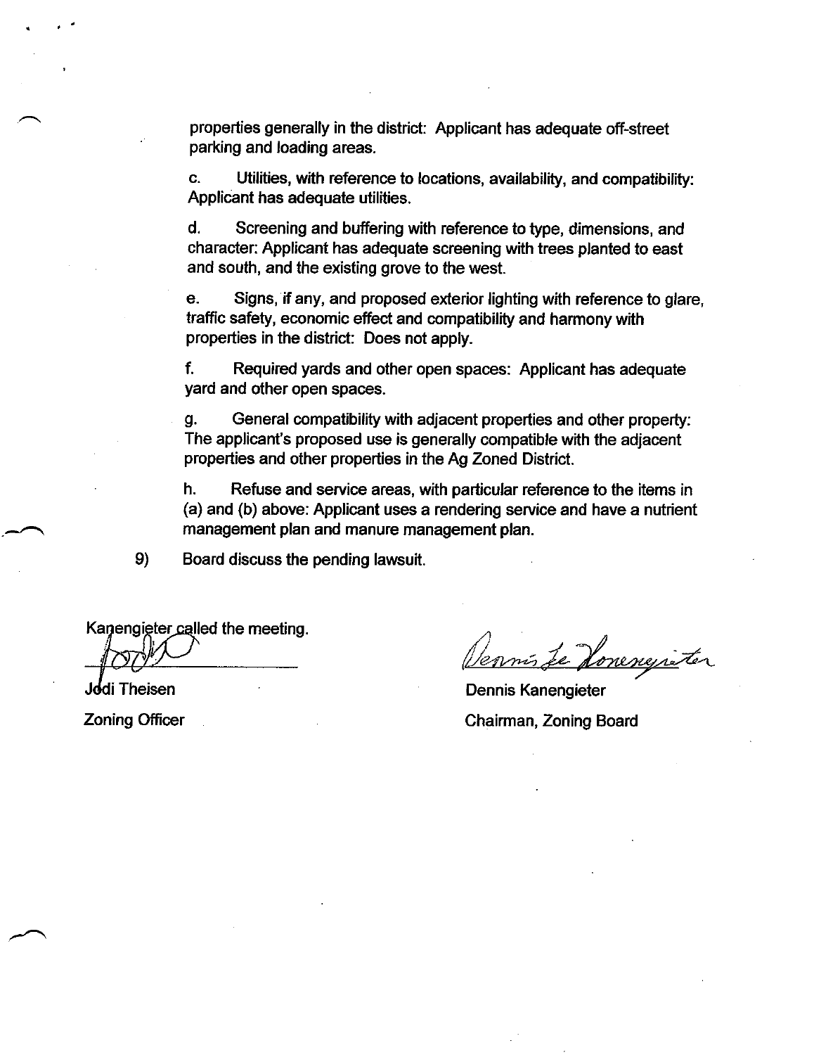properties generally in the district: Applicant has adequate off-street parking and loading areas.

c. Utilities, with reference to locations, availability, and compatibility: Applicant has adequate utilities.

d. Screening and buffering with reference to type, dimensions, and character: Applicant has adequate screening with trees planted to east and south, and the existing grove to the west.

e. Signs, if any, and proposed exterior lighting with reference to glare, traffic safety, economic effect and compatibility and harmony with properties in the district: Does not apply.

f. Required yards and other open spaces: Applicant has adequate yard and other open spaces.

g. General compatibility with adjacent properties and other property: The applicant's proposed use is generally compatible with the adjacent properties and other properties in the Ag Zoned District.

h. Refuse and service areas, with particular reference to the items in (a) and (b) above: Applicant uses a rendering service and have a nutrient management plan and manure management plan.

9) Board discuss the pending lawsuit.

Kanengieter called the meeting.

Jodi Theisen
Zoning Officer

Dennis Kanengieter
Chairman, Zoning Board